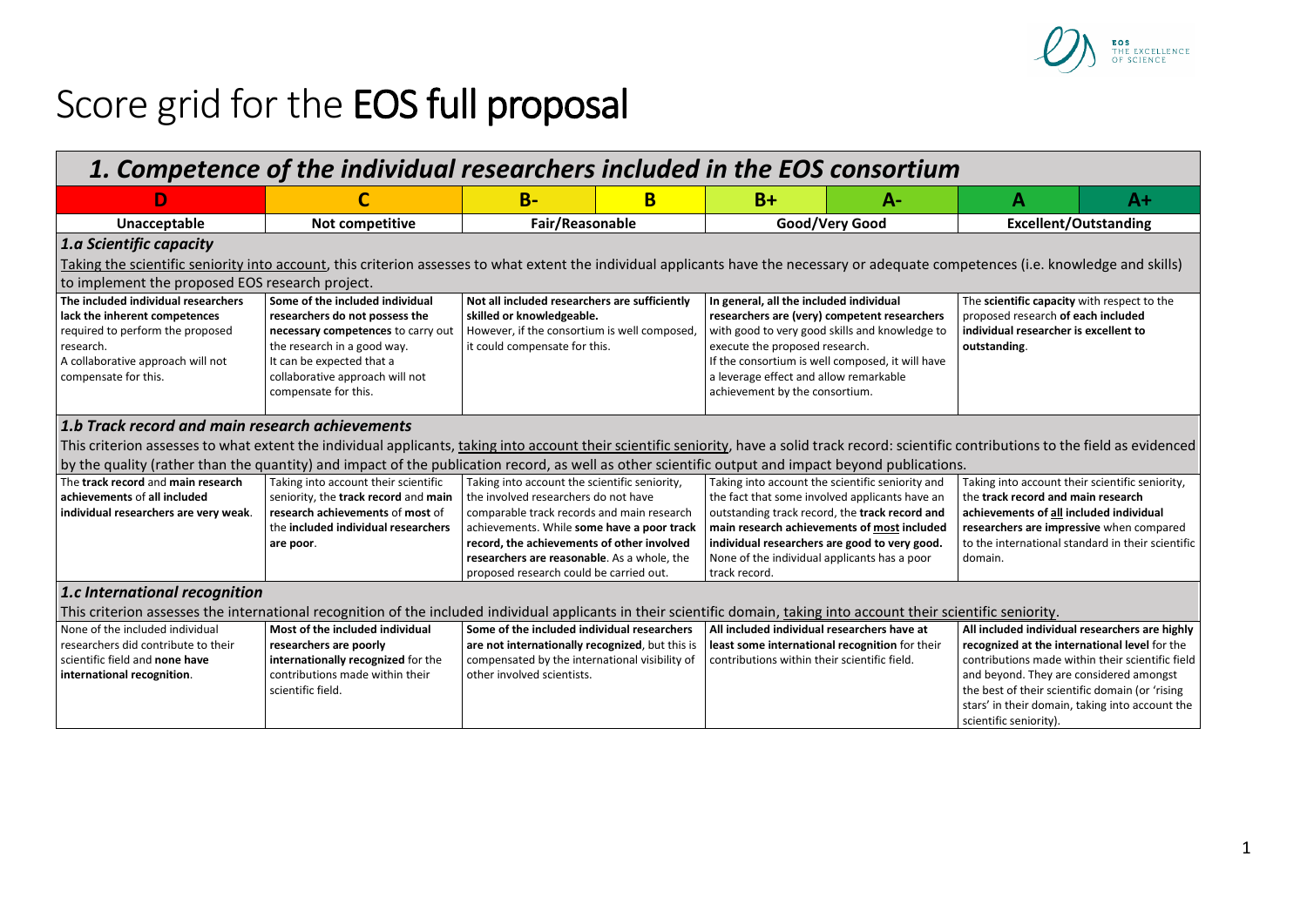# Score grid for the **EOS full proposal**

## *1. Competence of the individual researchers included in the EOS consortium*

| D | C | B- | B | B+ | A- | A | A+ |
|---|---|---|---|---|---|---|---|
| Unacceptable | Not competitive | Fair/Reasonable | | Good/Very Good | | Excellent/Outstanding | |

### *1.a Scientific capacity*

Taking the scientific seniority into account, this criterion assesses to what extent the individual applicants have the necessary or adequate competences (i.e. knowledge and skills) to implement the proposed EOS research project.

| D | C | B- / B | B+ / A- | A / A+ |
|---|---|---|---|---|
| **The included individual researchers lack the inherent competences** required to perform the proposed research. A collaborative approach will not compensate for this. | **Some of the included individual researchers do not possess the necessary competences** to carry out the research in a good way. It can be expected that a collaborative approach will not compensate for this. | **Not all included researchers are sufficiently skilled or knowledgeable.** However, if the consortium is well composed, it could compensate for this. | **In general, all the included individual researchers are (very) competent researchers** with good to very good skills and knowledge to execute the proposed research. If the consortium is well composed, it will have a leverage effect and allow remarkable achievement by the consortium. | The **scientific capacity** with respect to the proposed research **of each included individual researcher is excellent to outstanding**. |

### *1.b Track record and main research achievements*

This criterion assesses to what extent the individual applicants, taking into account their scientific seniority, have a solid track record: scientific contributions to the field as evidenced by the quality (rather than the quantity) and impact of the publication record, as well as other scientific output and impact beyond publications.

| D | C | B- / B | B+ / A- | A / A+ |
|---|---|---|---|---|
| The **track record** and **main research achievements** of **all included individual researchers are very weak**. | Taking into account their scientific seniority, the **track record** and **main research achievements** of **most** of the **included individual researchers are poor**. | Taking into account the scientific seniority, the involved researchers do not have comparable track records and main research achievements. While **some have a poor track record, the achievements of other involved researchers are reasonable**. As a whole, the proposed research could be carried out. | Taking into account the scientific seniority and the fact that some involved applicants have an outstanding track record, the **track record and main research achievements of most included individual researchers are good to very good.** None of the individual applicants has a poor track record. | Taking into account their scientific seniority, the **track record and main research achievements of all included individual researchers are impressive** when compared to the international standard in their scientific domain. |

### *1.c International recognition*

This criterion assesses the international recognition of the included individual applicants in their scientific domain, taking into account their scientific seniority.

| D | C | B- / B | B+ / A- | A / A+ |
|---|---|---|---|---|
| None of the included individual researchers did contribute to their scientific field and **none have international recognition**. | **Most of the included individual researchers are poorly internationally recognized** for the contributions made within their scientific field. | **Some of the included individual researchers are not internationally recognized**, but this is compensated by the international visibility of other involved scientists. | **All included individual researchers have at least some international recognition** for their contributions within their scientific field. | **All included individual researchers are highly recognized at the international level** for the contributions made within their scientific field and beyond. They are considered amongst the best of their scientific domain (or 'rising stars' in their domain, taking into account the scientific seniority). |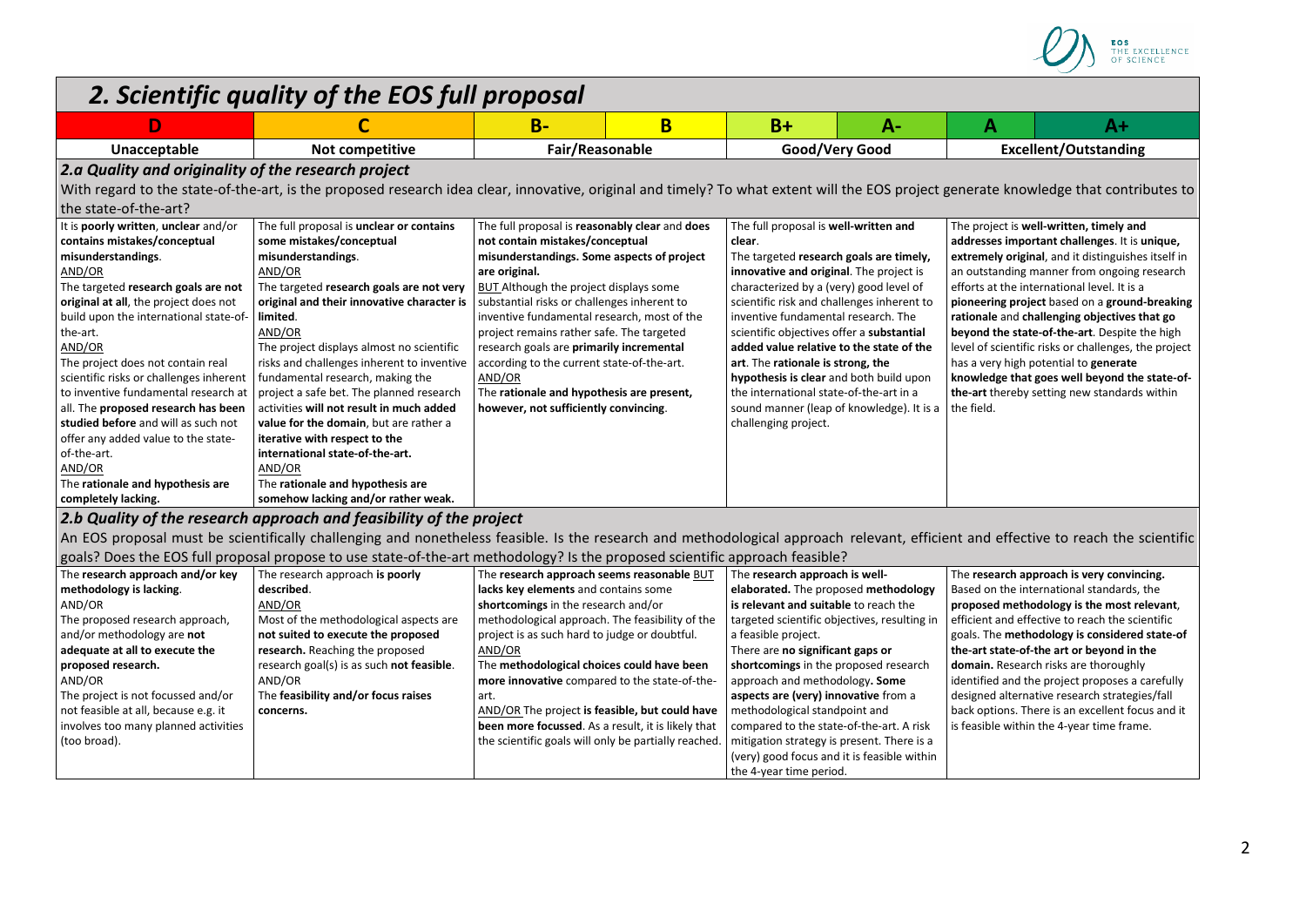# 2. Scientific quality of the EOS full proposal

| D | C | B- | B | B+ | A- | A | A+ |
|---|---|---|---|---|---|---|---|
| **Unacceptable** | **Not competitive** | **Fair/Reasonable** | | **Good/Very Good** | | **Excellent/Outstanding** | |

## 2.a Quality and originality of the research project

With regard to the state-of-the-art, is the proposed research idea clear, innovative, original and timely? To what extent will the EOS project generate knowledge that contributes to the state-of-the-art?

| D | C | B- / B | B+ / A- | A / A+ |
|---|---|---|---|---|
| It is **poorly written**, **unclear** and/or **contains mistakes/conceptual misunderstandings**.<br>AND/OR<br>The targeted **research goals are not original at all**, the project does not build upon the international state-of-the-art.<br>AND/OR<br>The project does not contain real scientific risks or challenges inherent to inventive fundamental research at all. The **proposed research has been studied before** and will as such not offer any added value to the state-of-the-art.<br>AND/OR<br>The **rationale and hypothesis are completely lacking.** | The full proposal is **unclear or contains some mistakes/conceptual misunderstandings**.<br>AND/OR<br>The targeted **research goals are not very original and their innovative character is limited**.<br>AND/OR<br>The project displays almost no scientific risks and challenges inherent to inventive fundamental research, making the project a safe bet. The planned research activities **will not result in much added value for the domain**, but are rather a **iterative with respect to the international state-of-the-art.**<br>AND/OR<br>The **rationale and hypothesis are somehow lacking and/or rather weak.** | The full proposal is **reasonably clear** and **does not contain mistakes/conceptual misunderstandings. Some aspects of project are original.**<br>BUT Although the project displays some substantial risks or challenges inherent to inventive fundamental research, most of the project remains rather safe. The targeted research goals are **primarily incremental** according to the current state-of-the-art.<br>AND/OR<br>The **rationale and hypothesis are present, however, not sufficiently convincing**. | The full proposal is **well-written and clear**.<br>The targeted **research goals are timely, innovative and original**. The project is characterized by a (very) good level of scientific risk and challenges inherent to inventive fundamental research. The scientific objectives offer a **substantial added value relative to the state of the art**. **The rationale is strong, the hypothesis is clear** and both build upon the international state-of-the-art in a sound manner (leap of knowledge). It is a challenging project. | The project is **well-written, timely and addresses important challenges**. It is **unique, extremely original**, and it distinguishes itself in an outstanding manner from ongoing research efforts at the international level. It is a **pioneering project** based on a **ground-breaking rationale** and **challenging objectives that go beyond the state-of-the-art**. Despite the high level of scientific risks or challenges, the project has a very high potential to **generate knowledge that goes well beyond the state-of-the-art** thereby setting new standards within the field. |

## 2.b Quality of the research approach and feasibility of the project

An EOS proposal must be scientifically challenging and nonetheless feasible. Is the research and methodological approach relevant, efficient and effective to reach the scientific goals? Does the EOS full proposal propose to use state-of-the-art methodology? Is the proposed scientific approach feasible?

| D | C | B- / B | B+ / A- | A / A+ |
|---|---|---|---|---|
| The **research approach and/or key methodology is lacking**.<br>AND/OR<br>The proposed research approach, and/or methodology are **not adequate at all to execute the proposed research**.<br>AND/OR<br>The project is not focussed and/or not feasible at all, because e.g. it involves too many planned activities (too broad). | The research approach **is poorly described**.<br>AND/OR<br>Most of the methodological aspects are **not suited to execute the proposed research.** Reaching the proposed research goal(s) is as such **not feasible**.<br>AND/OR<br>The **feasibility and/or focus raises concerns.** | The **research approach seems reasonable** BUT **lacks key elements** and contains some **shortcomings** in the research and/or methodological approach. The feasibility of the project is as such hard to judge or doubtful.<br>AND/OR<br>The **methodological choices could have been more innovative** compared to the state-of-the-art.<br>AND/OR The project **is feasible, but could have been more focussed**. As a result, it is likely that the scientific goals will only be partially reached. | The **research approach is well-elaborated.** The proposed **methodology is relevant and suitable** to reach the targeted scientific objectives, resulting in a feasible project.<br>There are **no significant gaps or shortcomings** in the proposed research approach and methodology**. Some aspects are (very) innovative** from a methodological standpoint and compared to the state-of-the-art. A risk mitigation strategy is present. There is a (very) good focus and it is feasible within the 4-year time period. | The **research approach is very convincing.** Based on the international standards, the **proposed methodology is the most relevant**, efficient and effective to reach the scientific goals. The **methodology is considered state-of the-art state-of-the art or beyond in the domain.** Research risks are thoroughly identified and the project proposes a carefully designed alternative research strategies/fall back options. There is an excellent focus and it is feasible within the 4-year time frame. |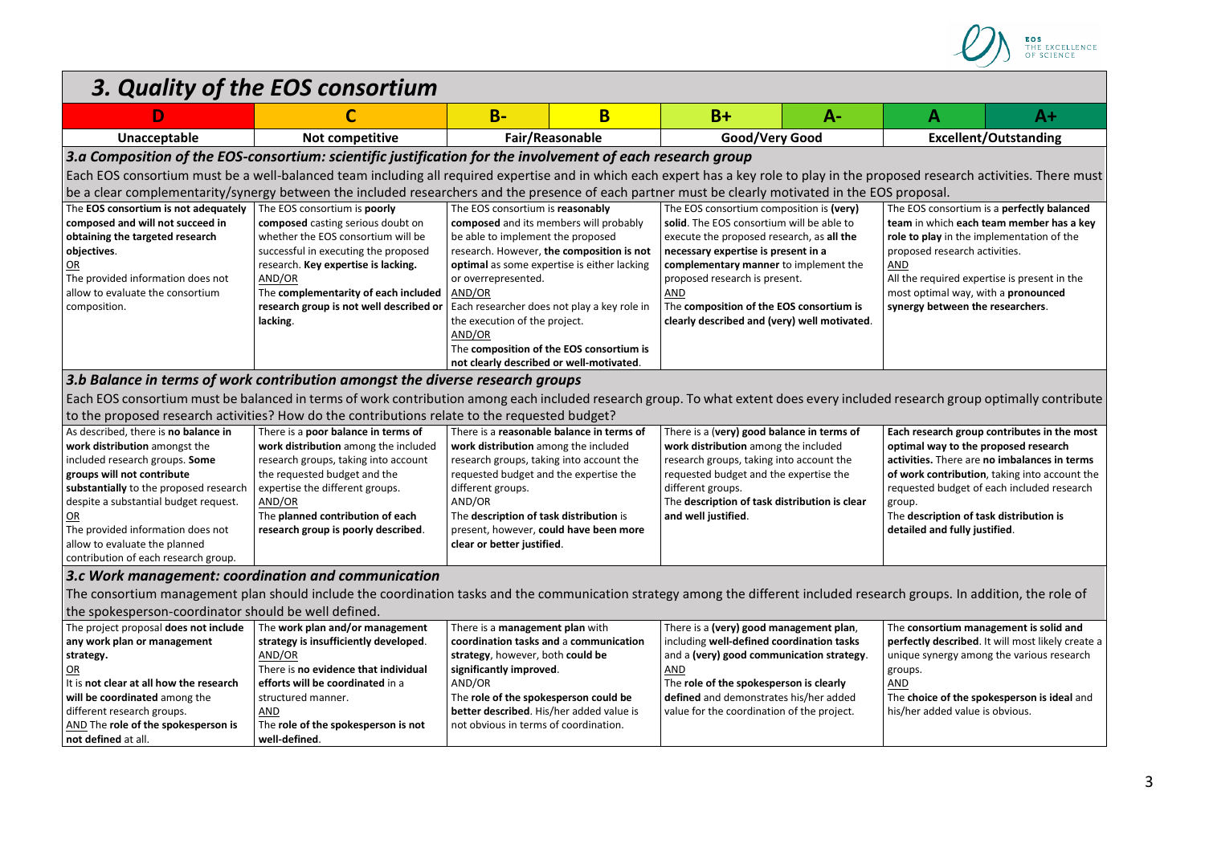# 3. Quality of the EOS consortium

| D | C | B- | B | B+ | A- | A | A+ |
|---|---|---|---|---|---|---|---|
| Unacceptable | Not competitive | Fair/Reasonable | | Good/Very Good | | Excellent/Outstanding | |

### 3.a Composition of the EOS-consortium: scientific justification for the involvement of each research group

Each EOS consortium must be a well-balanced team including all required expertise and in which each expert has a key role to play in the proposed research activities. There must be a clear complementarity/synergy between the included researchers and the presence of each partner must be clearly motivated in the EOS proposal.

| D | C | B- / B | B+ / A- | A / A+ |
|---|---|---|---|---|
| The **EOS consortium is not adequately composed and will not succeed in obtaining the targeted research objectives**.<br>OR<br>The provided information does not allow to evaluate the consortium composition. | The EOS consortium is **poorly composed** casting serious doubt on whether the EOS consortium will be successful in executing the proposed research. **Key expertise is lacking.**<br>AND/OR<br>The **complementarity of each included research group is not well described or lacking**. | The EOS consortium is **reasonably composed** and its members will probably be able to implement the proposed research. However, **the composition is not optimal** as some expertise is either lacking or overrepresented.<br>AND/OR<br>Each researcher does not play a key role in the execution of the project.<br>AND/OR<br>The **composition of the EOS consortium is not clearly described or well-motivated**. | The EOS consortium composition is **(very) solid**. The EOS consortium will be able to execute the proposed research, as **all the necessary expertise is present in a complementary manner** to implement the proposed research is present.<br>AND<br>The **composition of the EOS consortium is clearly described and (very) well motivated**. | The EOS consortium is a **perfectly balanced team** in which **each team member has a key role to play** in the implementation of the proposed research activities.<br>AND<br>All the required expertise is present in the most optimal way, with a **pronounced synergy between the researchers**. |

### 3.b Balance in terms of work contribution amongst the diverse research groups

Each EOS consortium must be balanced in terms of work contribution among each included research group. To what extent does every included research group optimally contribute to the proposed research activities? How do the contributions relate to the requested budget?

| D | C | B- / B | B+ / A- | A / A+ |
|---|---|---|---|---|
| As described, there is **no balance in work distribution** amongst the included research groups. **Some groups will not contribute substantially** to the proposed research despite a substantial budget request.<br>OR<br>The provided information does not allow to evaluate the planned contribution of each research group. | There is a **poor balance in terms of work distribution** among the included research groups, taking into account the requested budget and the expertise the different groups.<br>AND/OR<br>The **planned contribution of each research group is poorly described**. | There is a **reasonable balance in terms of work distribution** among the included research groups, taking into account the requested budget and the expertise the different groups.<br>AND/OR<br>The **description of task distribution** is present, however, **could have been more clear or better justified**. | There is a **(very) good balance in terms of work distribution** among the included research groups, taking into account the requested budget and the expertise the different groups.<br>The **description of task distribution is clear and well justified**. | **Each research group contributes in the most optimal way to the proposed research activities.** There are **no imbalances in terms of work contribution**, taking into account the requested budget of each included research group.<br>The **description of task distribution is detailed and fully justified**. |

### 3.c Work management: coordination and communication

The consortium management plan should include the coordination tasks and the communication strategy among the different included research groups. In addition, the role of the spokesperson-coordinator should be well defined.

| D | C | B- / B | B+ / A- | A / A+ |
|---|---|---|---|---|
| The project proposal **does not include any work plan or management strategy.**<br>OR<br>It is **not clear at all how the research will be coordinated** among the different research groups.<br>AND The **role of the spokesperson is not defined** at all. | The **work plan and/or management strategy is insufficiently developed**.<br>AND/OR<br>There is **no evidence that individual efforts will be coordinated** in a structured manner.<br>AND<br>The **role of the spokesperson is not well-defined**. | There is a **management plan** with **coordination tasks and** a **communication strategy**, however, both **could be significantly improved**.<br>AND/OR<br>The **role of the spokesperson could be better described**. His/her added value is not obvious in terms of coordination. | There is a **(very) good management plan**, including **well-defined coordination tasks** and a **(very) good communication strategy**.<br>AND<br>The **role of the spokesperson is clearly defined** and demonstrates his/her added value for the coordination of the project. | The **consortium management is solid and perfectly described**. It will most likely create a unique synergy among the various research groups.<br>AND<br>The **choice of the spokesperson is ideal** and his/her added value is obvious. |